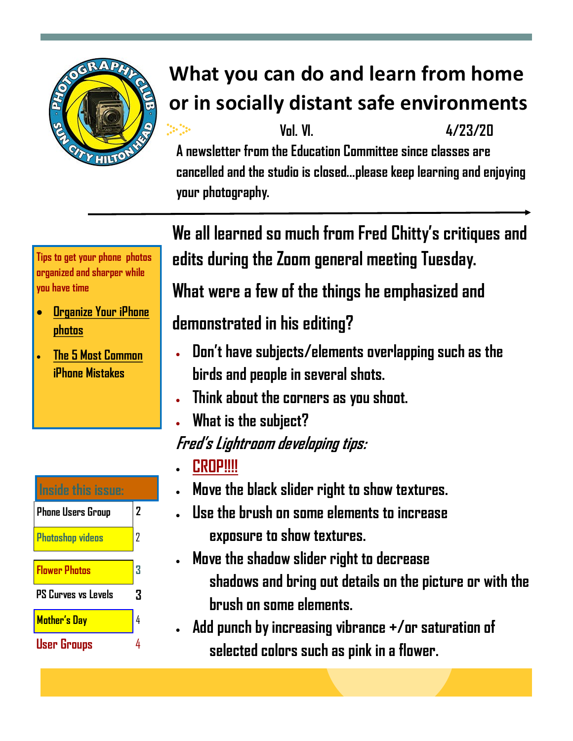# What you can do and learn from home or in socially distant safe environments

Vol. VI. 4/23/20

A newsletter from the Education Committee since classes are cancelled and the studio is closed…please keep learning and enjoying your photography.

Tips to get your phone photos organized and sharper while you have time

- Organize Your iPhone photos
- The 5 Most Common iPhone Mistakes

| Inside this issue: | |
|---|---|
| Phone Users Group | 2 |
| Photoshop videos | 2 |
| Flower Photos | 3 |
| PS Curves vs Levels | 3 |
| Mother's Day | 4 |
| User Groups | 4 |

## We all learned so much from Fred Chitty's critiques and edits during the Zoom general meeting Tuesday.

## What were a few of the things he emphasized and demonstrated in his editing?

- Don't have subjects/elements overlapping such as the birds and people in several shots.
- Think about the corners as you shoot.
- What is the subject?

*Fred's Lightroom developing tips:*

- CROP!!!!
- Move the black slider right to show textures.
- Use the brush on some elements to increase exposure to show textures.
- Move the shadow slider right to decrease shadows and bring out details on the picture or with the brush on some elements.
- Add punch by increasing vibrance +/or saturation of selected colors such as pink in a flower.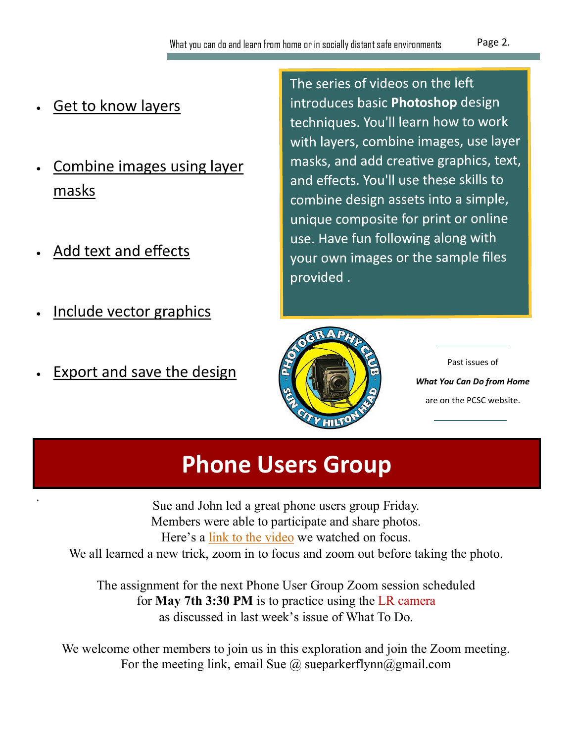- Get to know layers
- Combine images using layer masks
- Add text and effects
- Include vector graphics
- Export and save the design

The series of videos on the left introduces basic **Photoshop** design techniques. You'll learn how to work with layers, combine images, use layer masks, and add creative graphics, text, and effects. You'll use these skills to combine design assets into a simple, unique composite for print or online use. Have fun following along with your own images or the sample files provided .

Past issues of

***What You Can Do from Home***

are on the PCSC website.

# Phone Users Group

Sue and John led a great phone users group Friday.
Members were able to participate and share photos.
Here's a link to the video we watched on focus.
We all learned a new trick, zoom in to focus and zoom out before taking the photo.

The assignment for the next Phone User Group Zoom session scheduled for **May 7th 3:30 PM** is to practice using the LR camera as discussed in last week's issue of What To Do.

We welcome other members to join us in this exploration and join the Zoom meeting.
For the meeting link, email Sue @ sueparkerflynn@gmail.com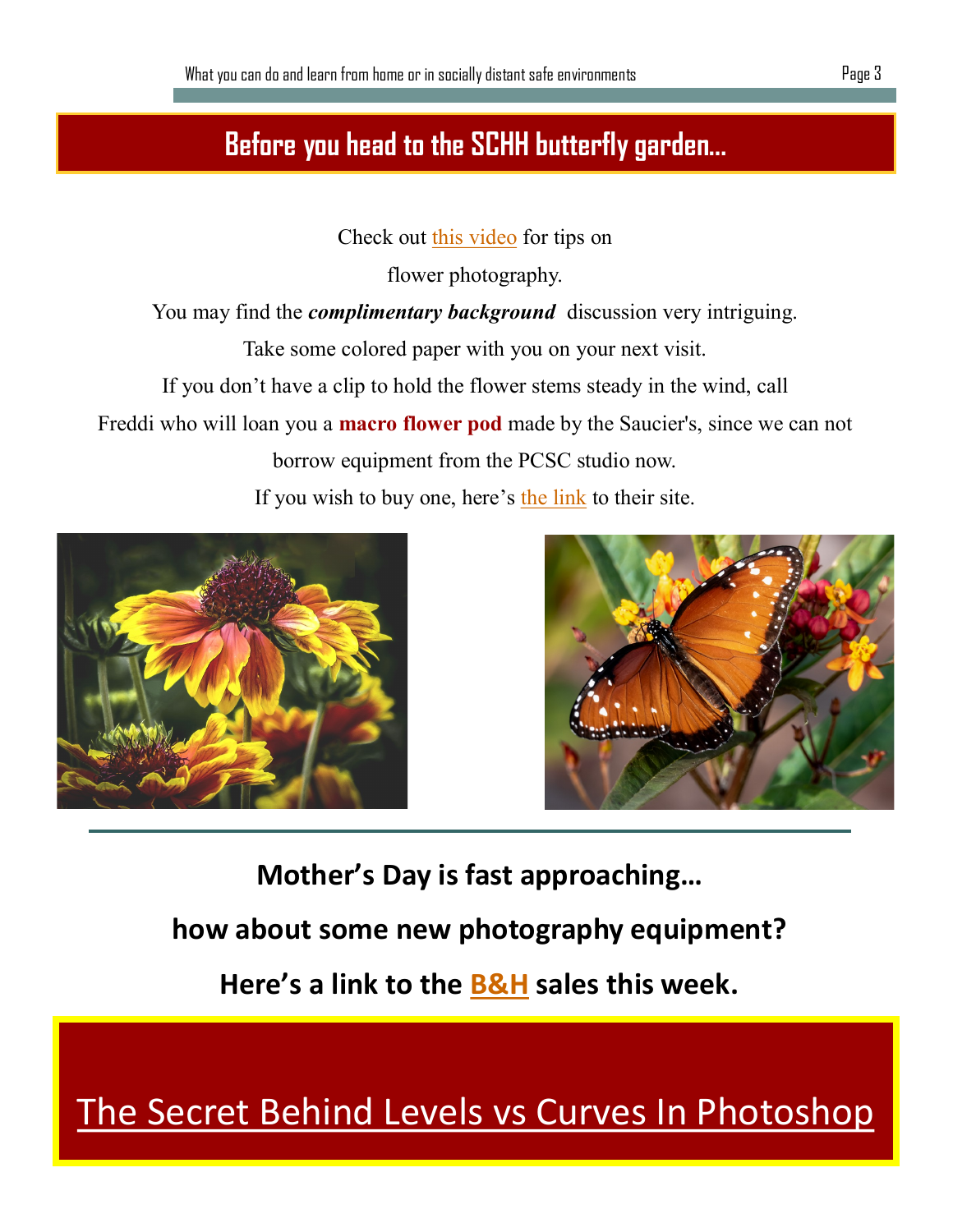## Before you head to the SCHH butterfly garden…

Check out this video for tips on flower photography.

You may find the ***complimentary background*** discussion very intriguing.

Take some colored paper with you on your next visit.

If you don't have a clip to hold the flower stems steady in the wind, call Freddi who will loan you a **macro flower pod** made by the Saucier's, since we can not borrow equipment from the PCSC studio now.

If you wish to buy one, here's the link to their site.

**Mother's Day is fast approaching…**

**how about some new photography equipment?**

**Here's a link to the B&H sales this week.**

## The Secret Behind Levels vs Curves In Photoshop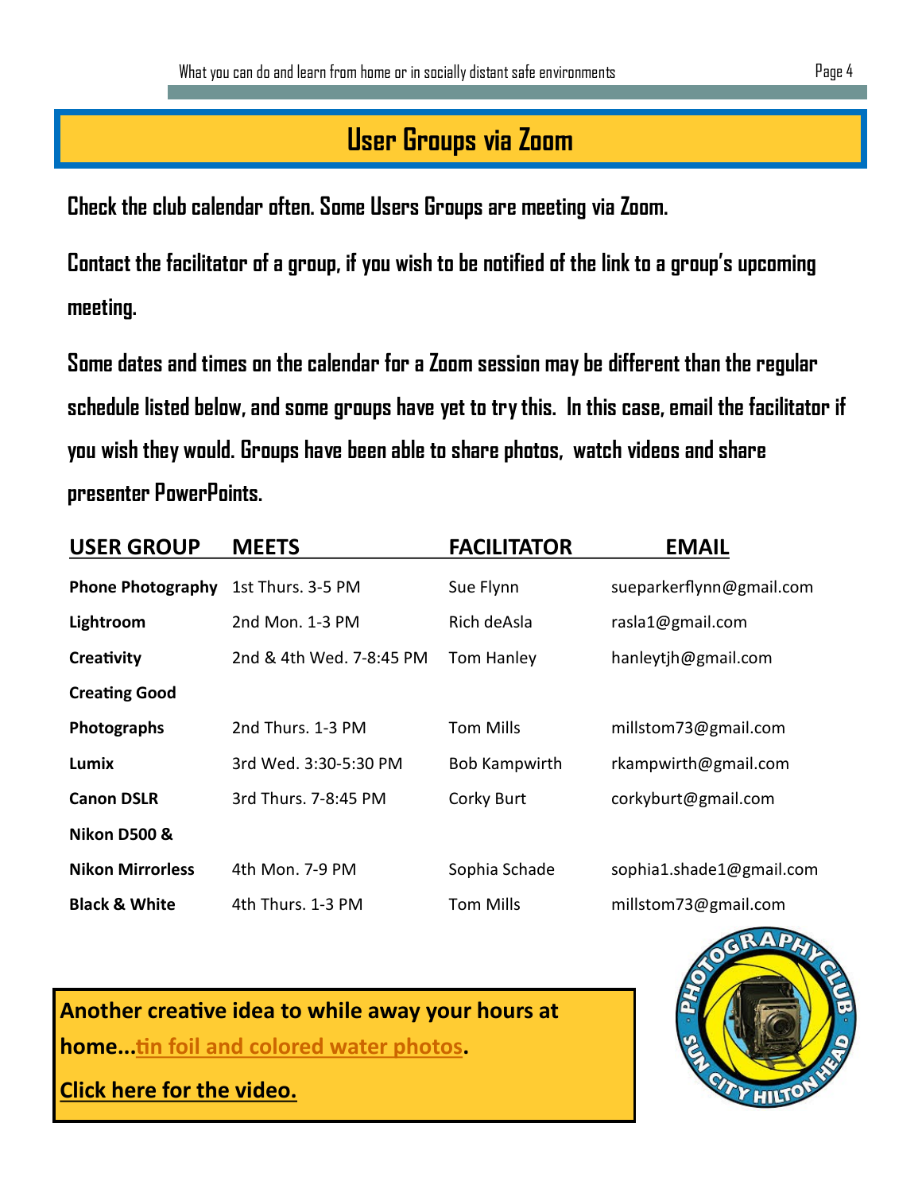## User Groups via Zoom

**Check the club calendar often. Some Users Groups are meeting via Zoom.**

**Contact the facilitator of a group, if you wish to be notified of the link to a group's upcoming meeting.**

**Some dates and times on the calendar for a Zoom session may be different than the regular schedule listed below, and some groups have yet to try this. In this case, email the facilitator if you wish they would. Groups have been able to share photos, watch videos and share presenter PowerPoints.**

| USER GROUP | MEETS | FACILITATOR | EMAIL |
|---|---|---|---|
| **Phone Photography** | 1st Thurs. 3-5 PM | Sue Flynn | sueparkerflynn@gmail.com |
| **Lightroom** | 2nd Mon. 1-3 PM | Rich deAsla | rasla1@gmail.com |
| **Creativity** | 2nd & 4th Wed. 7-8:45 PM | Tom Hanley | hanleytjh@gmail.com |
| **Creating Good Photographs** | 2nd Thurs. 1-3 PM | Tom Mills | millstom73@gmail.com |
| **Lumix** | 3rd Wed. 3:30-5:30 PM | Bob Kampwirth | rkampwirth@gmail.com |
| **Canon DSLR** | 3rd Thurs. 7-8:45 PM | Corky Burt | corkyburt@gmail.com |
| **Nikon D500 & Nikon Mirrorless** | 4th Mon. 7-9 PM | Sophia Schade | sophia1.shade1@gmail.com |
| **Black & White** | 4th Thurs. 1-3 PM | Tom Mills | millstom73@gmail.com |

**Another creative idea to while away your hours at home...tin foil and colored water photos.**

**Click here for the video.**

PHOTOGRAPHY CLUB SUN CITY HILTON HEAD